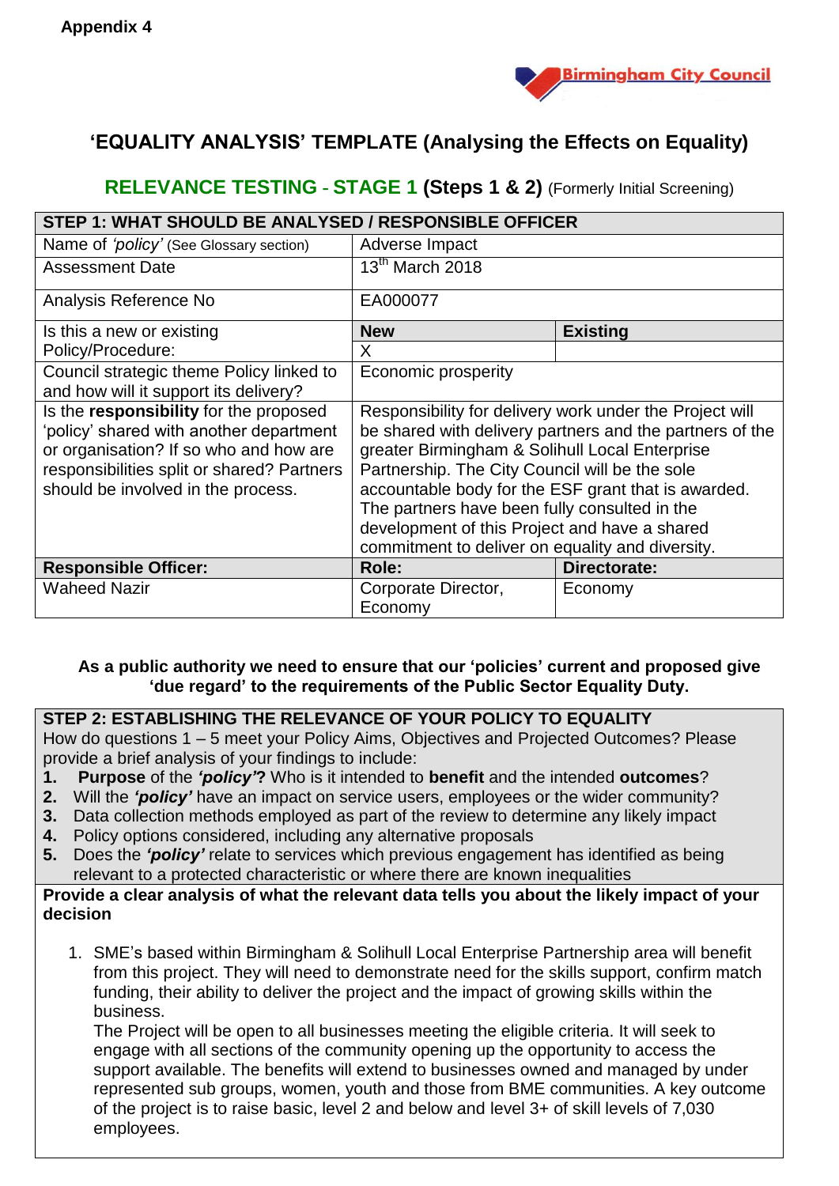**Appendix 4**

Birmingham City Council

# 'EQUALITY ANALYSIS' TEMPLATE (Analysing the Effects on Equality)

## RELEVANCE TESTING - STAGE 1 (Steps 1 & 2) (Formerly Initial Screening)

| STEP 1: WHAT SHOULD BE ANALYSED / RESPONSIBLE OFFICER | | |
|---|---|---|
| Name of *'policy'* (See Glossary section) | Adverse Impact | |
| Assessment Date | 13th March 2018 | |
| Analysis Reference No | EA000077 | |
| Is this a new or existing Policy/Procedure: | **New** | **Existing** |
| | X | |
| Council strategic theme Policy linked to and how will it support its delivery? | Economic prosperity | |
| Is the **responsibility** for the proposed 'policy' shared with another department or organisation? If so who and how are responsibilities split or shared? Partners should be involved in the process. | Responsibility for delivery work under the Project will be shared with delivery partners and the partners of the greater Birmingham & Solihull Local Enterprise Partnership. The City Council will be the sole accountable body for the ESF grant that is awarded. The partners have been fully consulted in the development of this Project and have a shared commitment to deliver on equality and diversity. | |
| **Responsible Officer:** | **Role:** | **Directorate:** |
| Waheed Nazir | Corporate Director, Economy | Economy |

**As a public authority we need to ensure that our 'policies' current and proposed give 'due regard' to the requirements of the Public Sector Equality Duty.**

**STEP 2: ESTABLISHING THE RELEVANCE OF YOUR POLICY TO EQUALITY**

How do questions 1 – 5 meet your Policy Aims, Objectives and Projected Outcomes? Please provide a brief analysis of your findings to include:

1. **Purpose** of the ***'policy'*?** Who is it intended to **benefit** and the intended **outcomes**?
2. Will the ***'policy'*** have an impact on service users, employees or the wider community?
3. Data collection methods employed as part of the review to determine any likely impact
4. Policy options considered, including any alternative proposals
5. Does the ***'policy'*** relate to services which previous engagement has identified as being relevant to a protected characteristic or where there are known inequalities

**Provide a clear analysis of what the relevant data tells you about the likely impact of your decision**

1. SME's based within Birmingham & Solihull Local Enterprise Partnership area will benefit from this project. They will need to demonstrate need for the skills support, confirm match funding, their ability to deliver the project and the impact of growing skills within the business.

   The Project will be open to all businesses meeting the eligible criteria. It will seek to engage with all sections of the community opening up the opportunity to access the support available. The benefits will extend to businesses owned and managed by under represented sub groups, women, youth and those from BME communities. A key outcome of the project is to raise basic, level 2 and below and level 3+ of skill levels of 7,030 employees.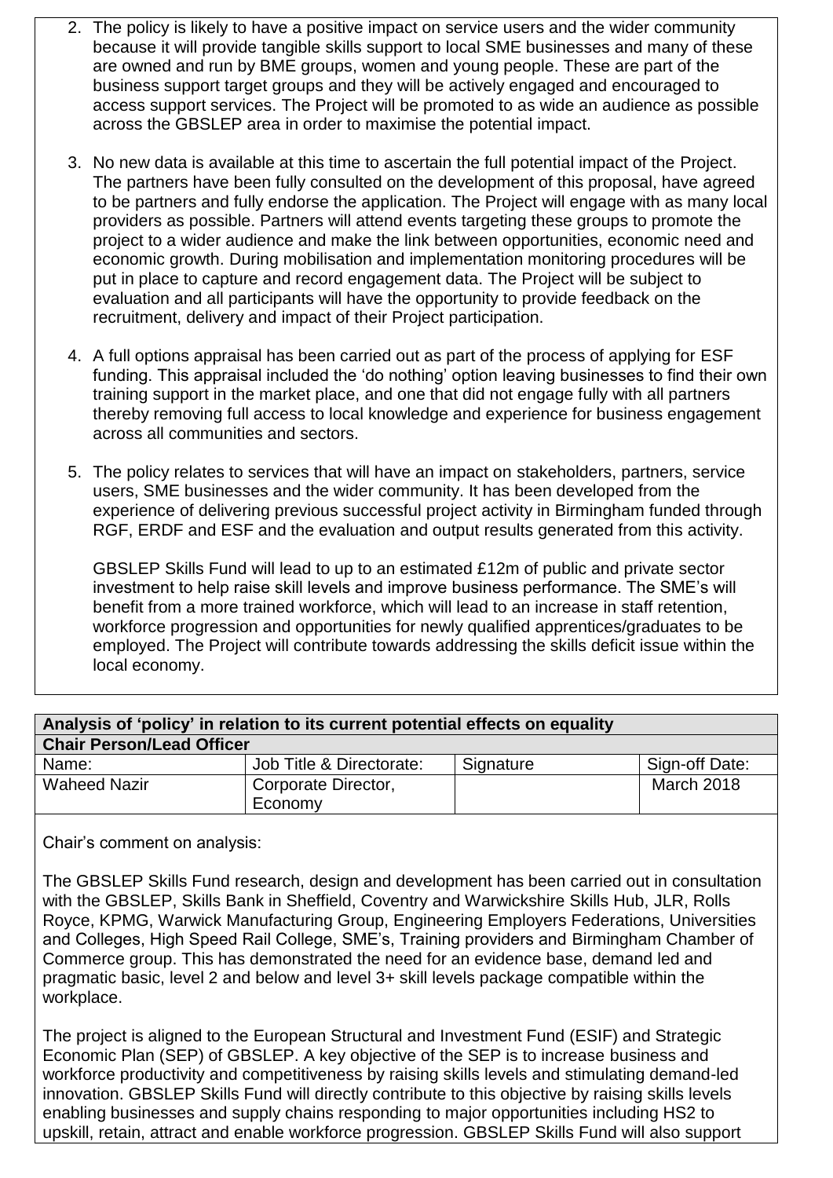2. The policy is likely to have a positive impact on service users and the wider community because it will provide tangible skills support to local SME businesses and many of these are owned and run by BME groups, women and young people. These are part of the business support target groups and they will be actively engaged and encouraged to access support services. The Project will be promoted to as wide an audience as possible across the GBSLEP area in order to maximise the potential impact.

3. No new data is available at this time to ascertain the full potential impact of the Project. The partners have been fully consulted on the development of this proposal, have agreed to be partners and fully endorse the application. The Project will engage with as many local providers as possible. Partners will attend events targeting these groups to promote the project to a wider audience and make the link between opportunities, economic need and economic growth. During mobilisation and implementation monitoring procedures will be put in place to capture and record engagement data. The Project will be subject to evaluation and all participants will have the opportunity to provide feedback on the recruitment, delivery and impact of their Project participation.

4. A full options appraisal has been carried out as part of the process of applying for ESF funding. This appraisal included the 'do nothing' option leaving businesses to find their own training support in the market place, and one that did not engage fully with all partners thereby removing full access to local knowledge and experience for business engagement across all communities and sectors.

5. The policy relates to services that will have an impact on stakeholders, partners, service users, SME businesses and the wider community. It has been developed from the experience of delivering previous successful project activity in Birmingham funded through RGF, ERDF and ESF and the evaluation and output results generated from this activity.

   GBSLEP Skills Fund will lead to up to an estimated £12m of public and private sector investment to help raise skill levels and improve business performance. The SME's will benefit from a more trained workforce, which will lead to an increase in staff retention, workforce progression and opportunities for newly qualified apprentices/graduates to be employed. The Project will contribute towards addressing the skills deficit issue within the local economy.

| Analysis of 'policy' in relation to its current potential effects on equality | | | |
|---|---|---|---|
| **Chair Person/Lead Officer** | | | |
| Name: | Job Title & Directorate: | Signature | Sign-off Date: |
| Waheed Nazir | Corporate Director, Economy | | March 2018 |

Chair's comment on analysis:

The GBSLEP Skills Fund research, design and development has been carried out in consultation with the GBSLEP, Skills Bank in Sheffield, Coventry and Warwickshire Skills Hub, JLR, Rolls Royce, KPMG, Warwick Manufacturing Group, Engineering Employers Federations, Universities and Colleges, High Speed Rail College, SME's, Training providers and Birmingham Chamber of Commerce group. This has demonstrated the need for an evidence base, demand led and pragmatic basic, level 2 and below and level 3+ skill levels package compatible within the workplace.

The project is aligned to the European Structural and Investment Fund (ESIF) and Strategic Economic Plan (SEP) of GBSLEP. A key objective of the SEP is to increase business and workforce productivity and competitiveness by raising skills levels and stimulating demand-led innovation. GBSLEP Skills Fund will directly contribute to this objective by raising skills levels enabling businesses and supply chains responding to major opportunities including HS2 to upskill, retain, attract and enable workforce progression. GBSLEP Skills Fund will also support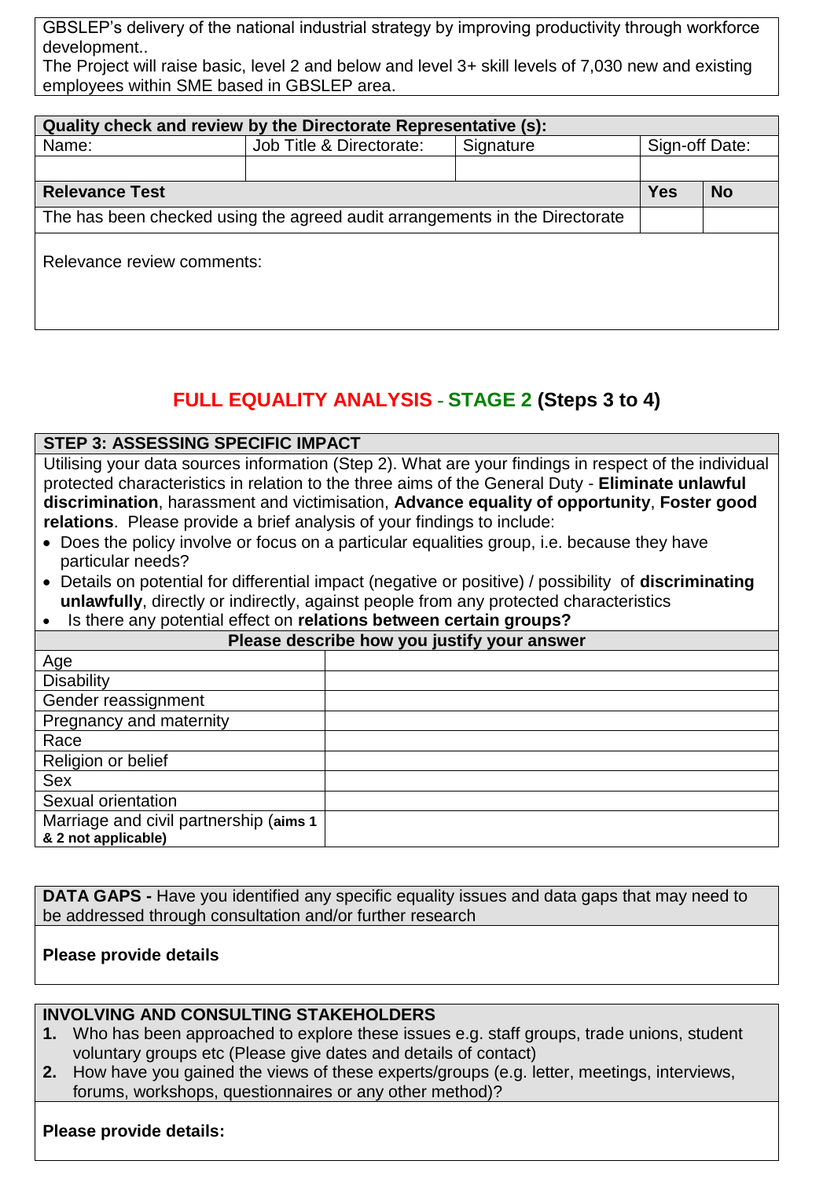GBSLEP's delivery of the national industrial strategy by improving productivity through workforce development..
The Project will raise basic, level 2 and below and level 3+ skill levels of 7,030 new and existing employees within SME based in GBSLEP area.

| **Quality check and review by the Directorate Representative (s):** | | | | |
|---|---|---|---|---|
| Name: | Job Title & Directorate: | Signature | Sign-off Date: | |
| | | | | |
| **Relevance Test** | | | **Yes** | **No** |
| The has been checked using the agreed audit arrangements in the Directorate | | | | |
| Relevance review comments: | | | | |

## FULL EQUALITY ANALYSIS - STAGE 2 (Steps 3 to 4)

| **STEP 3: ASSESSING SPECIFIC IMPACT** | |
|---|---|
| Utilising your data sources information (Step 2). What are your findings in respect of the individual protected characteristics in relation to the three aims of the General Duty - **Eliminate unlawful discrimination**, harassment and victimisation, **Advance equality of opportunity**, **Foster good relations**. Please provide a brief analysis of your findings to include:<br>• Does the policy involve or focus on a particular equalities group, i.e. because they have particular needs?<br>• Details on potential for differential impact (negative or positive) / possibility of **discriminating unlawfully**, directly or indirectly, against people from any protected characteristics<br>• Is there any potential effect on **relations between certain groups?** | |
| | **Please describe how you justify your answer** |
| Age | |
| Disability | |
| Gender reassignment | |
| Pregnancy and maternity | |
| Race | |
| Religion or belief | |
| Sex | |
| Sexual orientation | |
| Marriage and civil partnership (**aims 1 & 2 not applicable)** | |

**DATA GAPS -** Have you identified any specific equality issues and data gaps that may need to be addressed through consultation and/or further research

**Please provide details**

**INVOLVING AND CONSULTING STAKEHOLDERS**

1. Who has been approached to explore these issues e.g. staff groups, trade unions, student voluntary groups etc (Please give dates and details of contact)
2. How have you gained the views of these experts/groups (e.g. letter, meetings, interviews, forums, workshops, questionnaires or any other method)?

**Please provide details:**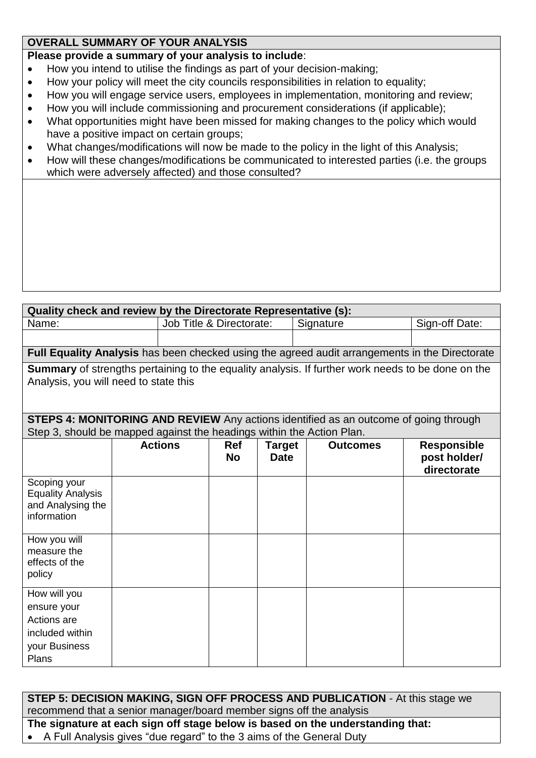**OVERALL SUMMARY OF YOUR ANALYSIS**

**Please provide a summary of your analysis to include**:

- How you intend to utilise the findings as part of your decision-making;
- How your policy will meet the city councils responsibilities in relation to equality;
- How you will engage service users, employees in implementation, monitoring and review;
- How you will include commissioning and procurement considerations (if applicable);
- What opportunities might have been missed for making changes to the policy which would have a positive impact on certain groups;
- What changes/modifications will now be made to the policy in the light of this Analysis;
- How will these changes/modifications be communicated to interested parties (i.e. the groups which were adversely affected) and those consulted?

| **Quality check and review by the Directorate Representative (s):** | | | |
|---|---|---|---|
| Name: | Job Title & Directorate: | Signature | Sign-off Date: |
| | | | |

**Full Equality Analysis** has been checked using the agreed audit arrangements in the Directorate

**Summary** of strengths pertaining to the equality analysis. If further work needs to be done on the Analysis, you will need to state this

**STEPS 4: MONITORING AND REVIEW** Any actions identified as an outcome of going through Step 3, should be mapped against the headings within the Action Plan.

| | Actions | Ref No | Target Date | Outcomes | Responsible post holder/ directorate |
|---|---|---|---|---|---|
| Scoping your Equality Analysis and Analysing the information | | | | | |
| How you will measure the effects of the policy | | | | | |
| How will you ensure your Actions are included within your Business Plans | | | | | |

**STEP 5: DECISION MAKING, SIGN OFF PROCESS AND PUBLICATION** - At this stage we recommend that a senior manager/board member signs off the analysis

**The signature at each sign off stage below is based on the understanding that:**

- A Full Analysis gives "due regard" to the 3 aims of the General Duty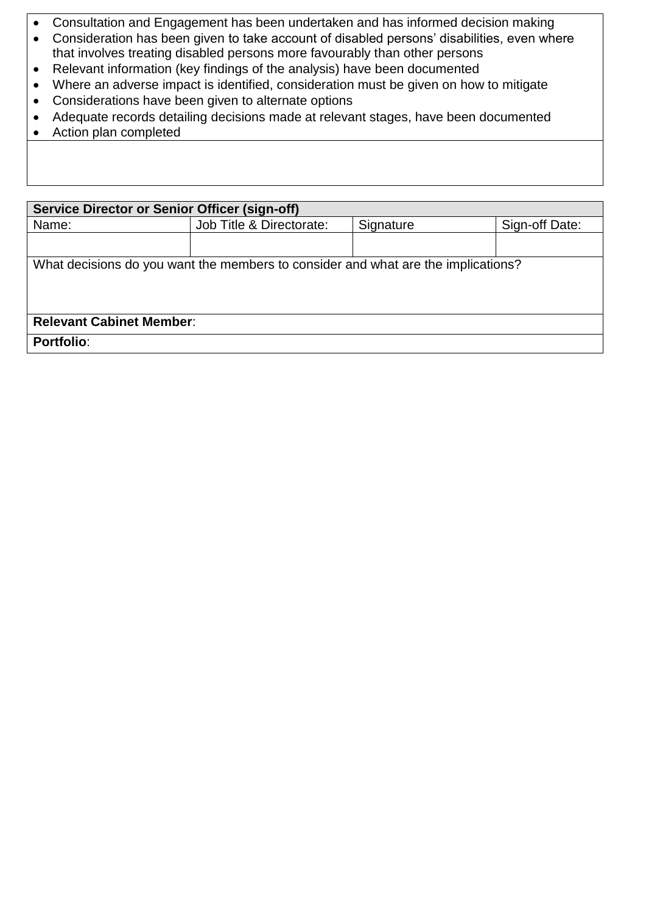- Consultation and Engagement has been undertaken and has informed decision making
- Consideration has been given to take account of disabled persons' disabilities, even where that involves treating disabled persons more favourably than other persons
- Relevant information (key findings of the analysis) have been documented
- Where an adverse impact is identified, consideration must be given on how to mitigate
- Considerations have been given to alternate options
- Adequate records detailing decisions made at relevant stages, have been documented
- Action plan completed

| **Service Director or Senior Officer (sign-off)** | | | |
|---|---|---|---|
| Name: | Job Title & Directorate: | Signature | Sign-off Date: |
| | | | |
| What decisions do you want the members to consider and what are the implications? | | | |
| **Relevant Cabinet Member**: | | | |
| **Portfolio**: | | | |